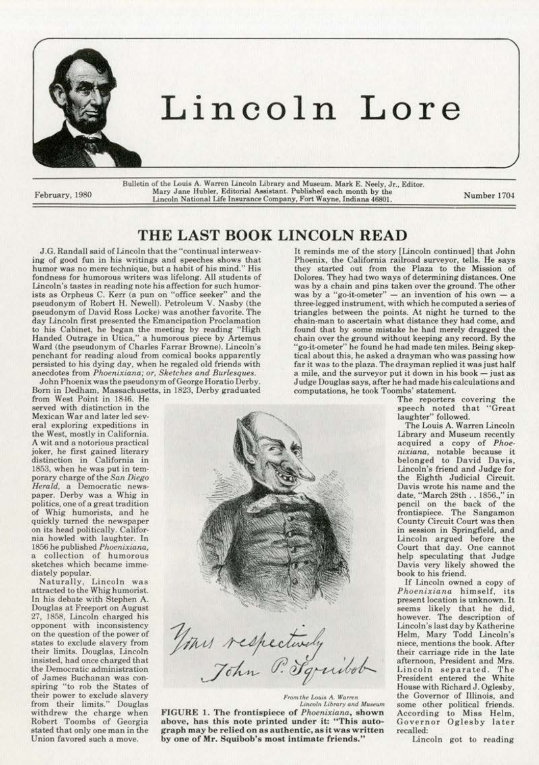# Lincoln Lore

February, 1980

Bulletin of the Louis A. Warren Lincoln Library and Museum. Mark E. Neely, Jr., Editor. Mary Jane Hubler, Editorial Assistant. Published each month by the Lincoln National Life Insurance Company, Fort Wayne, Indiana 46801.

Number 1704

## THE LAST BOOK LINCOLN READ

J.G. Randall said of Lincoln that the "continual interweaving of good fun in his writings and speeches shows that humor was no mere technique, but a habit of his mind." His fondness for humorous writers was lifelong. All students of Lincoln's tastes in reading note his affection for such humorists as Orpheus C. Kerr (a pun on "office seeker" and the pseudonym of Robert H. Newell). Petroleum V. Nasby (the pseudonym of David Ross Locke) was another favorite. The day Lincoln first presented the Emancipation Proclamation to his Cabinet, he began the meeting by reading "High Handed Outrage in Utica," a humorous piece by Artemus Ward (the pseudonym of Charles Farrar Browne). Lincoln's penchant for reading aloud from comical books apparently persisted to his dying day, when he regaled old friends with anecdotes from *Phoenixiana; or, Sketches and Burlesques.*

John Phoenix was the pseudonym of George Horatio Derby. Born in Dedham, Massachusetts, in 1823, Derby graduated from West Point in 1846. He served with distinction in the Mexican War and later led several exploring expeditions in the West, mostly in California. A wit and a notorious practical joker, he first gained literary distinction in California in 1853, when he was put in temporary charge of the *San Diego Herald*, a Democratic newspaper. Derby was a Whig in politics, one of a great tradition of Whig humorists, and he quickly turned the newspaper on its head politically. California howled with laughter. In 1856 he published *Phoenixiana*, a collection of humorous sketches which became immediately popular.

Naturally, Lincoln was attracted to the Whig humorist. In his debate with Stephen A. Douglas at Freeport on August 27, 1858, Lincoln charged his opponent with inconsistency on the question of the power of states to exclude slavery from their limits. Douglas, Lincoln insisted, had once charged that the Democratic administration of James Buchanan was conspiring "to rob the States of their power to exclude slavery from their limits." Douglas withdrew the charge when Robert Toombs of Georgia stated that only one man in the Union favored such a move.

It reminds me of the story [Lincoln continued] that John Phoenix, the California railroad surveyor, tells. He says they started out from the Plaza to the Mission of Dolores. They had two ways of determining distances. One was by a chain and pins taken over the ground. The other was by a "go-it-ometer" — an invention of his own — a three-legged instrument, with which he computed a series of triangles between the points. At night he turned to the chain-man to ascertain what distance they had come, and found that by some mistake he had merely dragged the chain over the ground without keeping any record. By the "go-it-ometer" he found he had made ten miles. Being skeptical about this, he asked a drayman who was passing how far it was to the plaza. The drayman replied it was just half a mile, and the surveyor put it down in his book — just as Judge Douglas says, after he had made his calculations and computations, he took Toombs' statement.

The reporters covering the speech noted that "Great laughter" followed.

The Louis A. Warren Lincoln Library and Museum recently acquired a copy of *Phoenixiana*, notable because it belonged to David Davis, Lincoln's friend and Judge for the Eighth Judicial Circuit. Davis wrote his name and the date, "March 28th . . 1856.," in pencil on the back of the frontispiece. The Sangamon County Circuit Court was then in session in Springfield, and Lincoln argued before the Court that day. One cannot help speculating that Judge Davis very likely showed the book to his friend.

If Lincoln owned a copy of *Phoenixiana* himself, its present location is unknown. It seems likely that he did, however. The description of Lincoln's last day by Katherine Helm, Mary Todd Lincoln's niece, mentions the book. After their carriage ride in the late afternoon, President and Mrs. Lincoln separated. The President entered the White House with Richard J. Oglesby, the Governor of Illinois, and some other political friends. According to Miss Helm, Governor Oglesby later recalled:

Lincoln got to reading

Yours respectively
John P. Squibob

*From the Louis A. Warren Lincoln Library and Museum*

**FIGURE 1. The frontispiece of *Phoenixiana*, shown above, has this note printed under it: "This autograph may be relied on as authentic, as it was written by one of Mr. Squibob's most intimate friends."**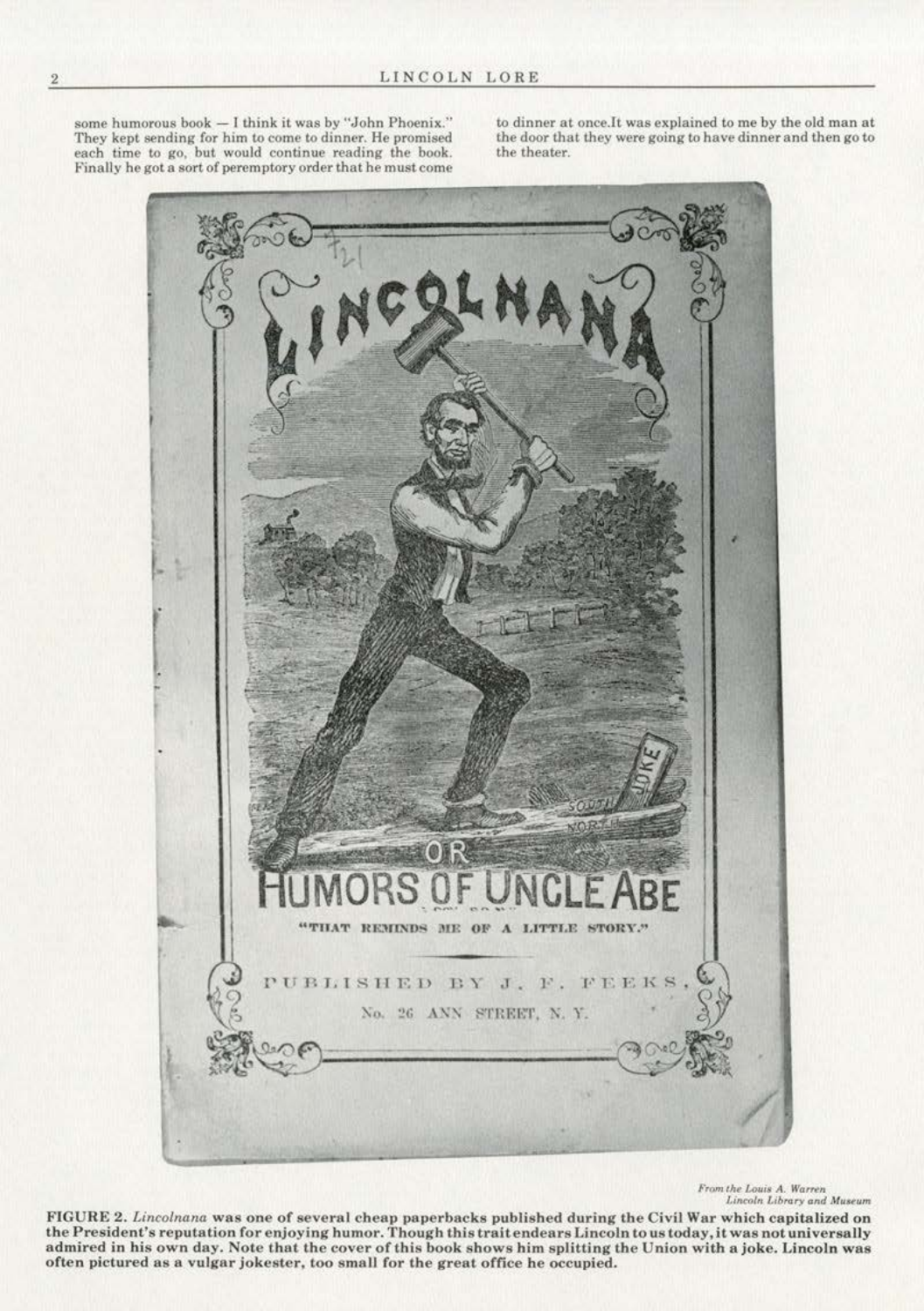some humorous book — I think it was by "John Phoenix." They kept sending for him to come to dinner. He promised each time to go, but would continue reading the book. Finally he got a sort of peremptory order that he must come to dinner at once.It was explained to me by the old man at the door that they were going to have dinner and then go to the theater.

*From the Louis A. Warren Lincoln Library and Museum*

**FIGURE 2.** ***Lincolnana*** **was one of several cheap paperbacks published during the Civil War which capitalized on the President's reputation for enjoying humor. Though this trait endears Lincoln to us today, it was not universally admired in his own day. Note that the cover of this book shows him splitting the Union with a joke. Lincoln was often pictured as a vulgar jokester, too small for the great office he occupied.**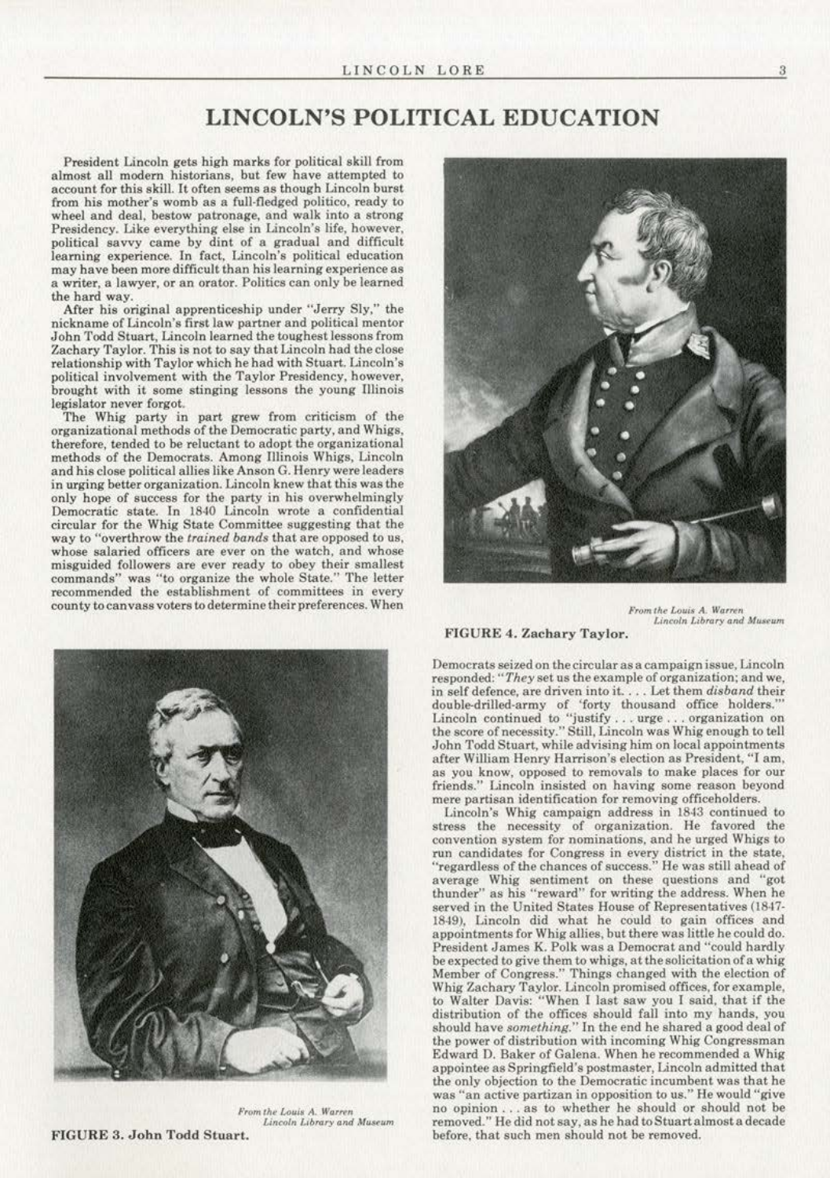# LINCOLN'S POLITICAL EDUCATION

President Lincoln gets high marks for political skill from almost all modern historians, but few have attempted to account for this skill. It often seems as though Lincoln burst from his mother's womb as a full-fledged politico, ready to wheel and deal, bestow patronage, and walk into a strong Presidency. Like everything else in Lincoln's life, however, political savvy came by dint of a gradual and difficult learning experience. In fact, Lincoln's political education may have been more difficult than his learning experience as a writer, a lawyer, or an orator. Politics can only be learned the hard way.

After his original apprenticeship under "Jerry Sly," the nickname of Lincoln's first law partner and political mentor John Todd Stuart, Lincoln learned the toughest lessons from Zachary Taylor. This is not to say that Lincoln had the close relationship with Taylor which he had with Stuart. Lincoln's political involvement with the Taylor Presidency, however, brought with it some stinging lessons the young Illinois legislator never forgot.

The Whig party in part grew from criticism of the organizational methods of the Democratic party, and Whigs, therefore, tended to be reluctant to adopt the organizational methods of the Democrats. Among Illinois Whigs, Lincoln and his close political allies like Anson G. Henry were leaders in urging better organization. Lincoln knew that this was the only hope of success for the party in his overwhelmingly Democratic state. In 1840 Lincoln wrote a confidential circular for the Whig State Committee suggesting that the way to "overthrow the *trained bands* that are opposed to us, whose salaried officers are ever on the watch, and whose misguided followers are ever ready to obey their smallest commands" was "to organize the whole State." The letter recommended the establishment of committees in every county to canvass voters to determine their preferences. When Democrats seized on the circular as a campaign issue, Lincoln responded: "*They* set us the example of organization; and we, in self defence, are driven into it. . . . Let them *disband* their double-drilled-army of 'forty thousand office holders.'" Lincoln continued to "justify . . . urge . . . organization on the score of necessity." Still, Lincoln was Whig enough to tell John Todd Stuart, while advising him on local appointments after William Henry Harrison's election as President, "I am, as you know, opposed to removals to make places for our friends." Lincoln insisted on having some reason beyond mere partisan identification for removing officeholders.

From the Louis A. Warren Lincoln Library and Museum

FIGURE 4. Zachary Taylor.

Lincoln's Whig campaign address in 1843 continued to stress the necessity of organization. He favored the convention system for nominations, and he urged Whigs to run candidates for Congress in every district in the state, "regardless of the chances of success." He was still ahead of average Whig sentiment on these questions and "got thunder" as his "reward" for writing the address. When he served in the United States House of Representatives (1847-1849), Lincoln did what he could to gain offices and appointments for Whig allies, but there was little he could do. President James K. Polk was a Democrat and "could hardly be expected to give them to whigs, at the solicitation of a whig Member of Congress." Things changed with the election of Whig Zachary Taylor. Lincoln promised offices, for example, to Walter Davis: "When I last saw you I said, that if the distribution of the offices should fall into my hands, you should have *something*." In the end he shared a good deal of the power of distribution with incoming Whig Congressman Edward D. Baker of Galena. When he recommended a Whig appointee as Springfield's postmaster, Lincoln admitted that the only objection to the Democratic incumbent was that he was "an active partizan in opposition to us." He would "give no opinion . . . as to whether he should or should not be removed." He did not say, as he had to Stuart almost a decade before, that such men should not be removed.

From the Louis A. Warren Lincoln Library and Museum

FIGURE 3. John Todd Stuart.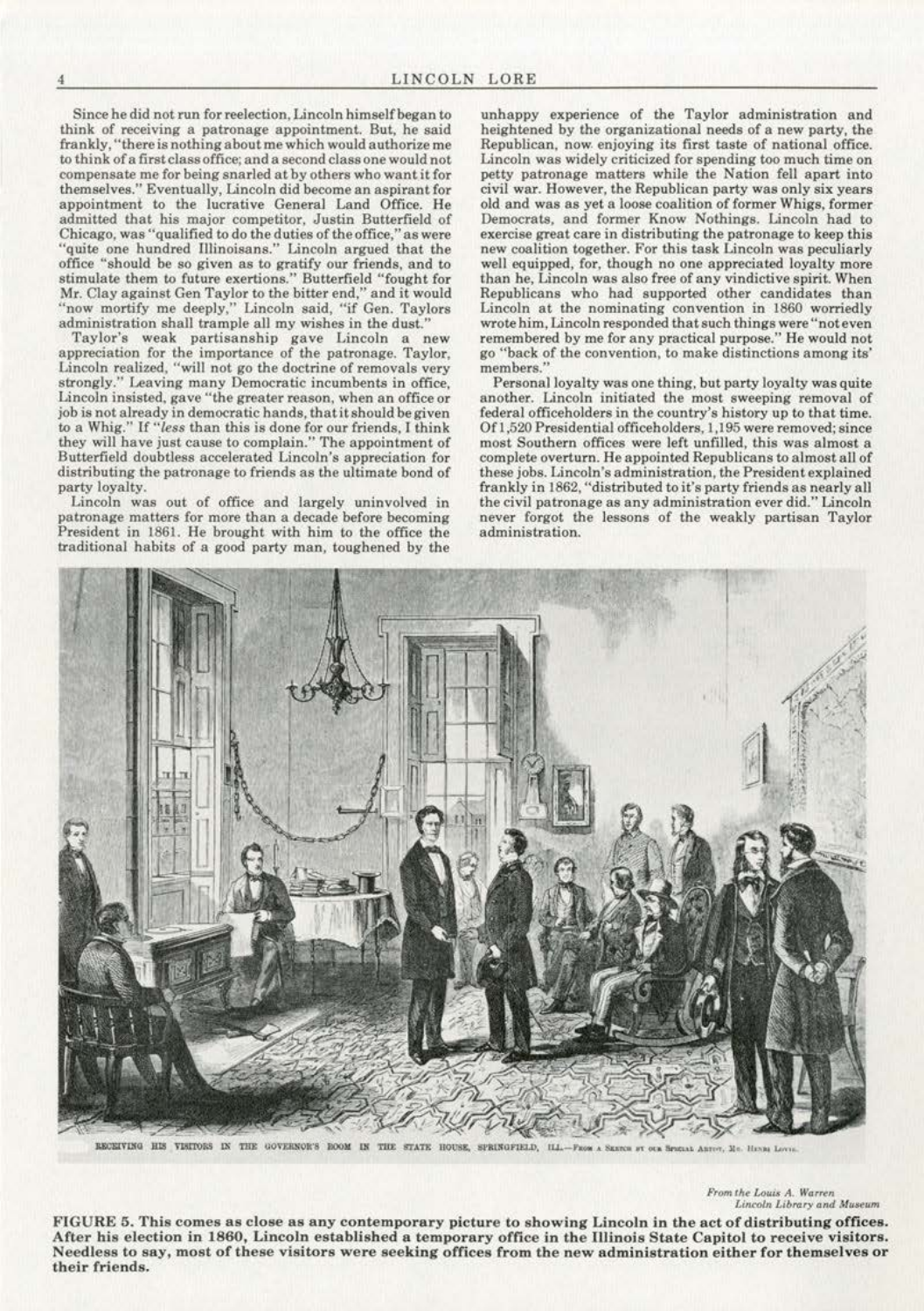Since he did not run for reelection, Lincoln himself began to think of receiving a patronage appointment. But, he said frankly, "there is nothing about me which would authorize me to think of a first class office; and a second class one would not compensate me for being snarled at by others who want it for themselves." Eventually, Lincoln did become an aspirant for appointment to the lucrative General Land Office. He admitted that his major competitor, Justin Butterfield of Chicago, was "qualified to do the duties of the office," as were "quite one hundred Illinoisans." Lincoln argued that the office "should be so given as to gratify our friends, and to stimulate them to future exertions." Butterfield "fought for Mr. Clay against Gen Taylor to the bitter end," and it would "now mortify me deeply," Lincoln said, "if Gen. Taylors administration shall trample all my wishes in the dust."

Taylor's weak partisanship gave Lincoln a new appreciation for the importance of the patronage. Taylor, Lincoln realized, "will not go the doctrine of removals very strongly." Leaving many Democratic incumbents in office, Lincoln insisted, gave "the greater reason, when an office or job is not already in democratic hands, that it should be given to a Whig." If "*less* than this is done for our friends, I think they will have just cause to complain." The appointment of Butterfield doubtless accelerated Lincoln's appreciation for distributing the patronage to friends as the ultimate bond of party loyalty.

Lincoln was out of office and largely uninvolved in patronage matters for more than a decade before becoming President in 1861. He brought with him to the office the traditional habits of a good party man, toughened by the unhappy experience of the Taylor administration and heightened by the organizational needs of a new party, the Republican, now enjoying its first taste of national office. Lincoln was widely criticized for spending too much time on petty patronage matters while the Nation fell apart into civil war. However, the Republican party was only six years old and was as yet a loose coalition of former Whigs, former Democrats, and former Know Nothings. Lincoln had to exercise great care in distributing the patronage to keep this new coalition together. For this task Lincoln was peculiarly well equipped, for, though no one appreciated loyalty more than he, Lincoln was also free of any vindictive spirit. When Republicans who had supported other candidates than Lincoln at the nominating convention in 1860 worriedly wrote him, Lincoln responded that such things were "not even remembered by me for any practical purpose." He would not go "back of the convention, to make distinctions among its' members."

Personal loyalty was one thing, but party loyalty was quite another. Lincoln initiated the most sweeping removal of federal officeholders in the country's history up to that time. Of 1,520 Presidential officeholders, 1,195 were removed; since most Southern offices were left unfilled, this was almost a complete overturn. He appointed Republicans to almost all of these jobs. Lincoln's administration, the President explained frankly in 1862, "distributed to it's party friends as nearly all the civil patronage as any administration ever did." Lincoln never forgot the lessons of the weakly partisan Taylor administration.

RECEIVING HIS VISITORS IN THE GOVERNOR'S ROOM IN THE STATE HOUSE, SPRINGFIELD, ILL.—FROM A SKETCH BY OUR SPECIAL ARTIST, MR. HENRI LOVIE.

*From the Louis A. Warren Lincoln Library and Museum*

**FIGURE 5. This comes as close as any contemporary picture to showing Lincoln in the act of distributing offices. After his election in 1860, Lincoln established a temporary office in the Illinois State Capitol to receive visitors. Needless to say, most of these visitors were seeking offices from the new administration either for themselves or their friends.**